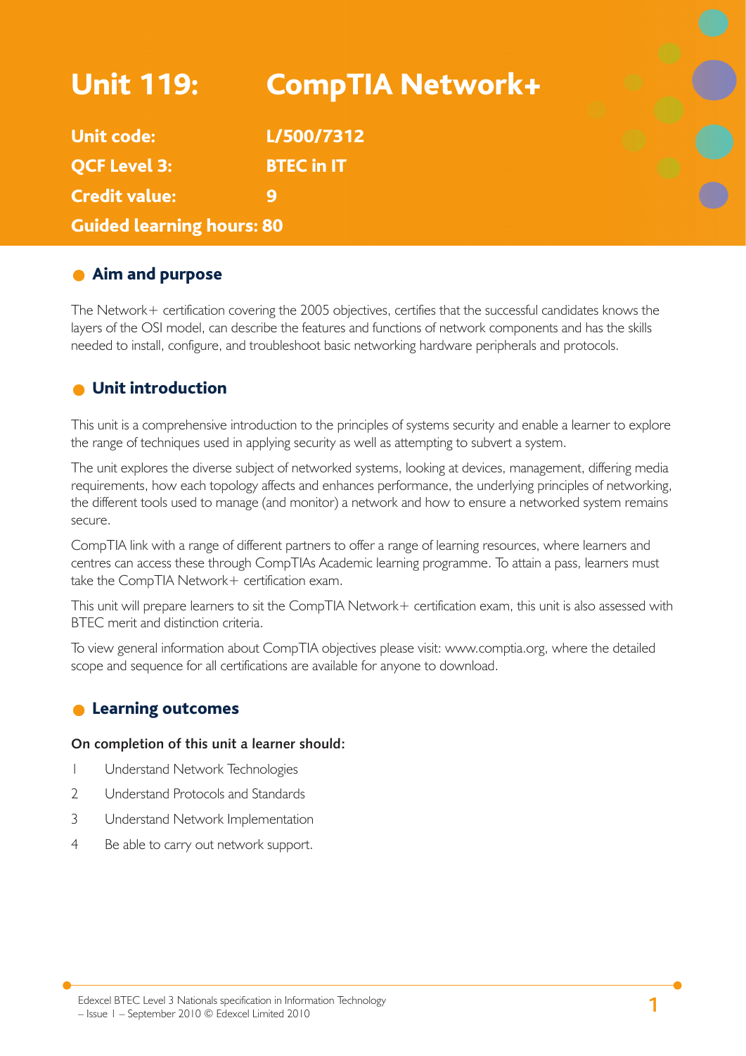# Unit 119: CompTIA Network+

**Unit code:** L/500/7312

**QCF Level 3:** BTEC in IT

**Credit value:** 9

**Guided learning hours:** 80

## Aim and purpose

The Network+ certification covering the 2005 objectives, certifies that the successful candidates knows the layers of the OSI model, can describe the features and functions of network components and has the skills needed to install, configure, and troubleshoot basic networking hardware peripherals and protocols.

## Unit introduction

This unit is a comprehensive introduction to the principles of systems security and enable a learner to explore the range of techniques used in applying security as well as attempting to subvert a system.

The unit explores the diverse subject of networked systems, looking at devices, management, differing media requirements, how each topology affects and enhances performance, the underlying principles of networking, the different tools used to manage (and monitor) a network and how to ensure a networked system remains secure.

CompTIA link with a range of different partners to offer a range of learning resources, where learners and centres can access these through CompTIAs Academic learning programme. To attain a pass, learners must take the CompTIA Network+ certification exam.

This unit will prepare learners to sit the CompTIA Network+ certification exam, this unit is also assessed with BTEC merit and distinction criteria.

To view general information about CompTIA objectives please visit: www.comptia.org, where the detailed scope and sequence for all certifications are available for anyone to download.

## Learning outcomes

**On completion of this unit a learner should:**

1. Understand Network Technologies
2. Understand Protocols and Standards
3. Understand Network Implementation
4. Be able to carry out network support.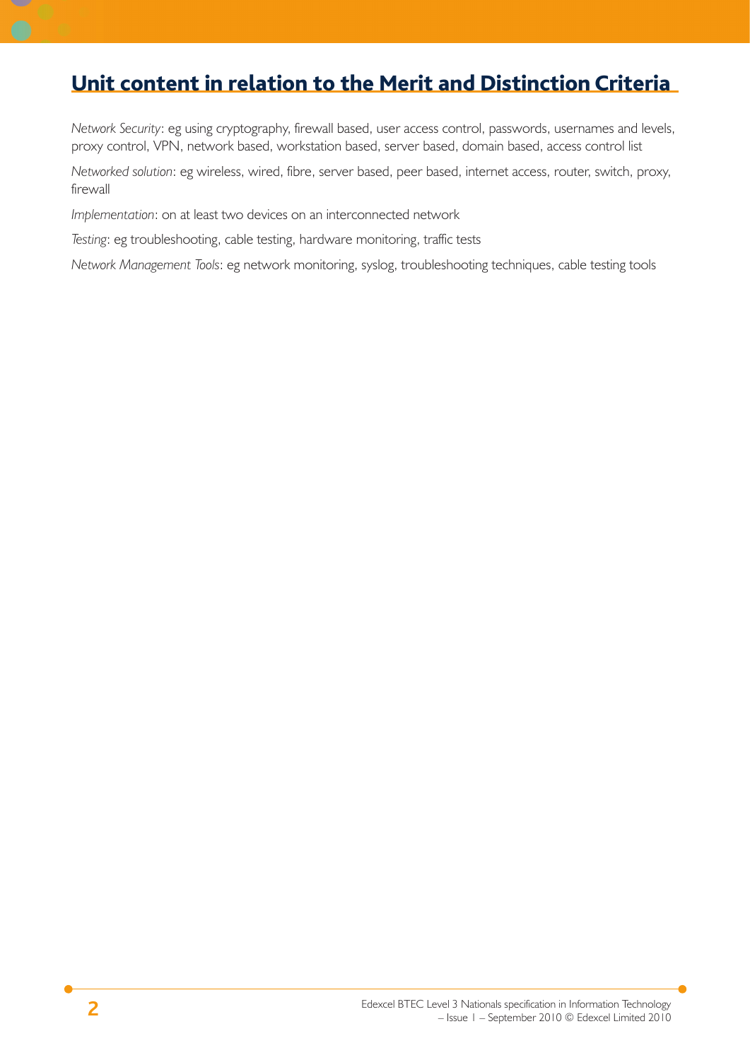## Unit content in relation to the Merit and Distinction Criteria

*Network Security*: eg using cryptography, firewall based, user access control, passwords, usernames and levels, proxy control, VPN, network based, workstation based, server based, domain based, access control list

*Networked solution*: eg wireless, wired, fibre, server based, peer based, internet access, router, switch, proxy, firewall

*Implementation*: on at least two devices on an interconnected network

*Testing*: eg troubleshooting, cable testing, hardware monitoring, traffic tests

*Network Management Tools*: eg network monitoring, syslog, troubleshooting techniques, cable testing tools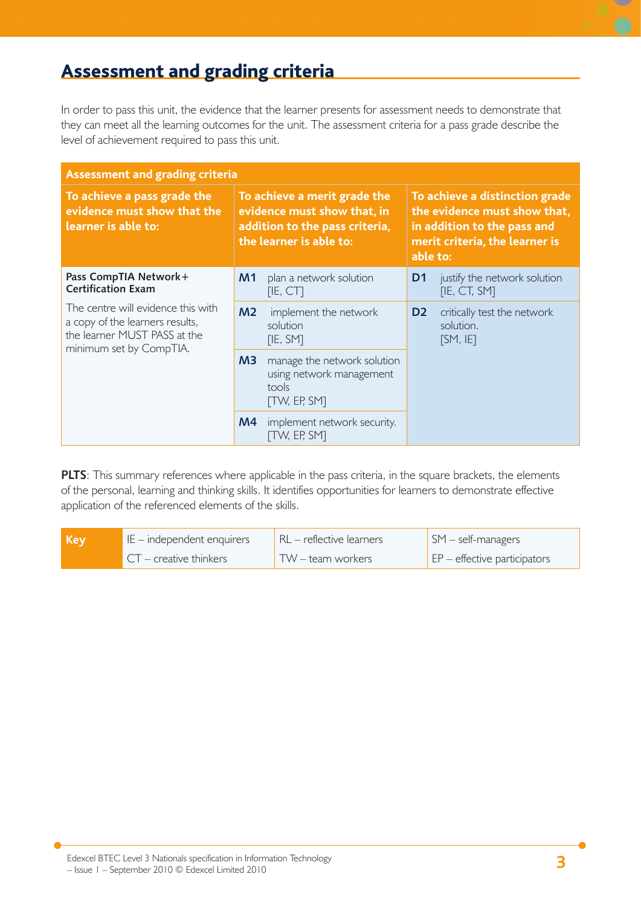## Assessment and grading criteria

In order to pass this unit, the evidence that the learner presents for assessment needs to demonstrate that they can meet all the learning outcomes for the unit. The assessment criteria for a pass grade describe the level of achievement required to pass this unit.

| Assessment and grading criteria | | | | |
|---|---|---|---|---|
| **To achieve a pass grade the evidence must show that the learner is able to:** | **To achieve a merit grade the evidence must show that, in addition to the pass criteria, the learner is able to:** | | **To achieve a distinction grade the evidence must show that, in addition to the pass and merit criteria, the learner is able to:** | |
| **Pass CompTIA Network+ Certification Exam**<br>The centre will evidence this with a copy of the learners results, the learner MUST PASS at the minimum set by CompTIA. | **M1** | plan a network solution [IE, CT] | **D1** | justify the network solution [IE, CT, SM] |
| | **M2** | implement the network solution [IE, SM] | **D2** | critically test the network solution. [SM, IE] |
| | **M3** | manage the network solution using network management tools [TW, EP, SM] | | |
| | **M4** | implement network security. [TW, EP, SM] | | |

**PLTS**: This summary references where applicable in the pass criteria, in the square brackets, the elements of the personal, learning and thinking skills. It identifies opportunities for learners to demonstrate effective application of the referenced elements of the skills.

| Key | IE – independent enquirers | RL – reflective learners | SM – self-managers |
|---|---|---|---|
| | CT – creative thinkers | TW – team workers | EP – effective participators |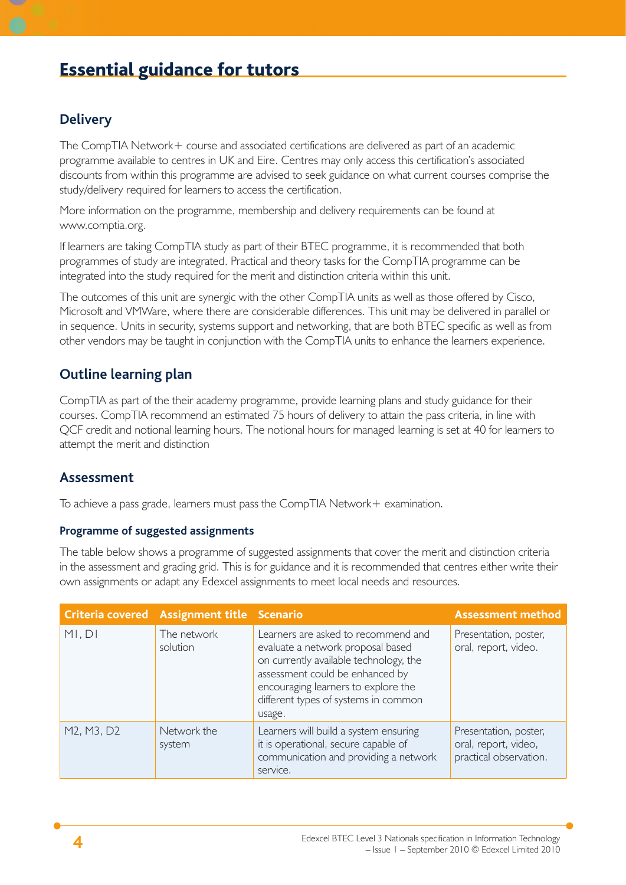# Essential guidance for tutors

## Delivery

The CompTIA Network+ course and associated certifications are delivered as part of an academic programme available to centres in UK and Eire. Centres may only access this certification's associated discounts from within this programme are advised to seek guidance on what current courses comprise the study/delivery required for learners to access the certification.

More information on the programme, membership and delivery requirements can be found at www.comptia.org.

If learners are taking CompTIA study as part of their BTEC programme, it is recommended that both programmes of study are integrated. Practical and theory tasks for the CompTIA programme can be integrated into the study required for the merit and distinction criteria within this unit.

The outcomes of this unit are synergic with the other CompTIA units as well as those offered by Cisco, Microsoft and VMWare, where there are considerable differences. This unit may be delivered in parallel or in sequence. Units in security, systems support and networking, that are both BTEC specific as well as from other vendors may be taught in conjunction with the CompTIA units to enhance the learners experience.

## Outline learning plan

CompTIA as part of the their academy programme, provide learning plans and study guidance for their courses. CompTIA recommend an estimated 75 hours of delivery to attain the pass criteria, in line with QCF credit and notional learning hours. The notional hours for managed learning is set at 40 for learners to attempt the merit and distinction

## Assessment

To achieve a pass grade, learners must pass the CompTIA Network+ examination.

### Programme of suggested assignments

The table below shows a programme of suggested assignments that cover the merit and distinction criteria in the assessment and grading grid. This is for guidance and it is recommended that centres either write their own assignments or adapt any Edexcel assignments to meet local needs and resources.

| Criteria covered | Assignment title | Scenario | Assessment method |
|---|---|---|---|
| M1, D1 | The network solution | Learners are asked to recommend and evaluate a network proposal based on currently available technology, the assessment could be enhanced by encouraging learners to explore the different types of systems in common usage. | Presentation, poster, oral, report, video. |
| M2, M3, D2 | Network the system | Learners will build a system ensuring it is operational, secure capable of communication and providing a network service. | Presentation, poster, oral, report, video, practical observation. |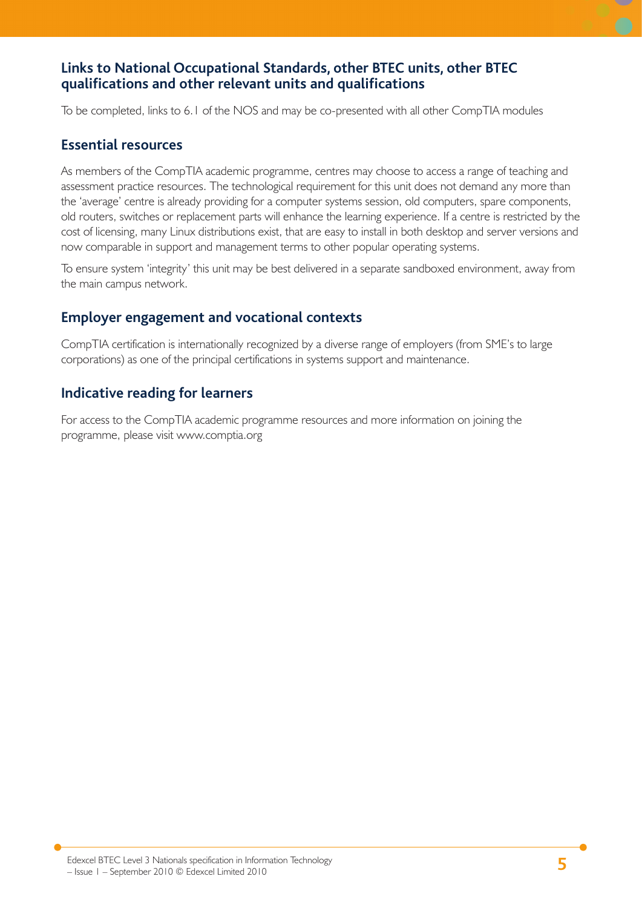## Links to National Occupational Standards, other BTEC units, other BTEC qualifications and other relevant units and qualifications

To be completed, links to 6.1 of the NOS and may be co-presented with all other CompTIA modules

## Essential resources

As members of the CompTIA academic programme, centres may choose to access a range of teaching and assessment practice resources. The technological requirement for this unit does not demand any more than the 'average' centre is already providing for a computer systems session, old computers, spare components, old routers, switches or replacement parts will enhance the learning experience. If a centre is restricted by the cost of licensing, many Linux distributions exist, that are easy to install in both desktop and server versions and now comparable in support and management terms to other popular operating systems.

To ensure system 'integrity' this unit may be best delivered in a separate sandboxed environment, away from the main campus network.

## Employer engagement and vocational contexts

CompTIA certification is internationally recognized by a diverse range of employers (from SME's to large corporations) as one of the principal certifications in systems support and maintenance.

## Indicative reading for learners

For access to the CompTIA academic programme resources and more information on joining the programme, please visit www.comptia.org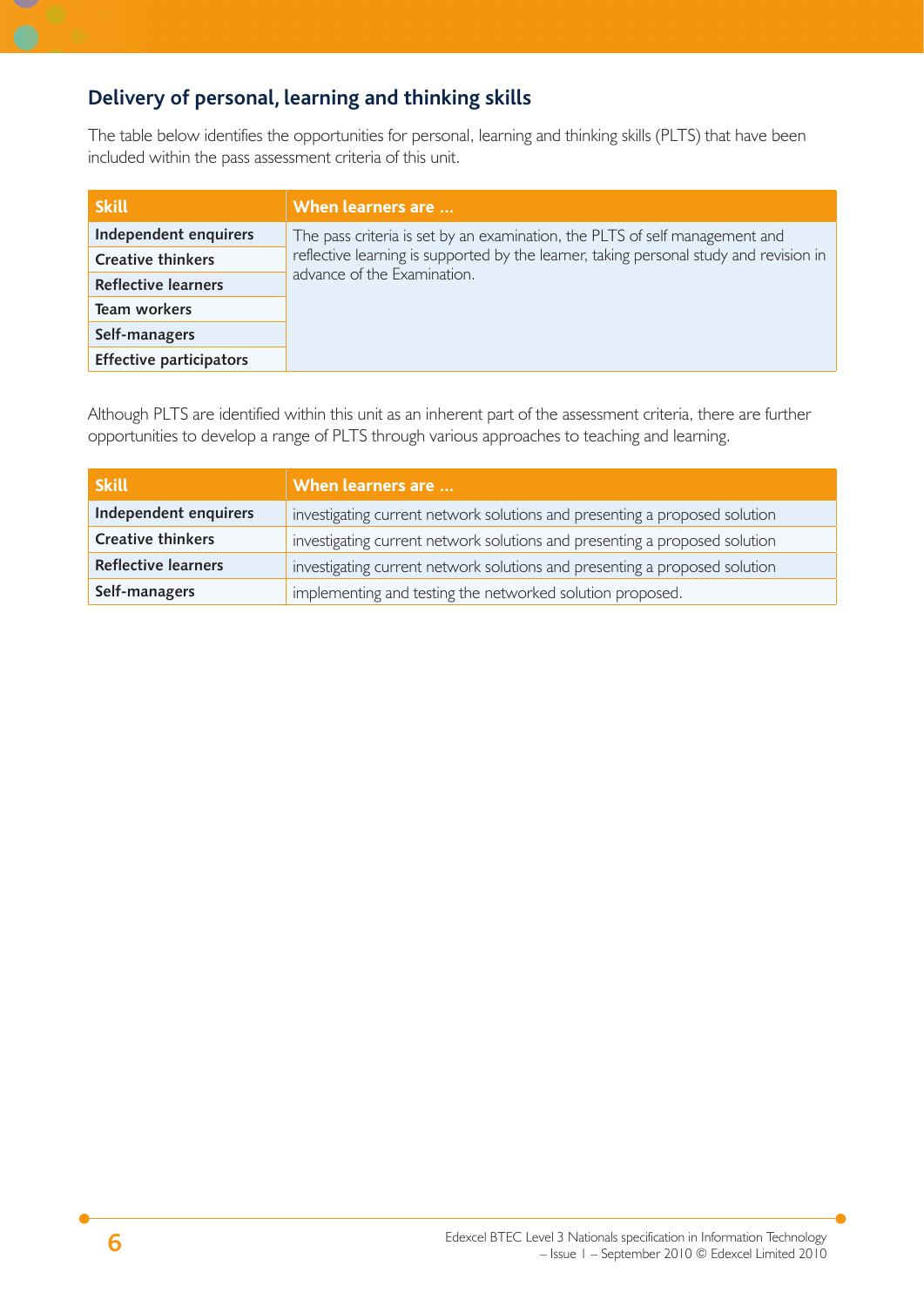## Delivery of personal, learning and thinking skills

The table below identifies the opportunities for personal, learning and thinking skills (PLTS) that have been included within the pass assessment criteria of this unit.

| Skill | When learners are … |
|---|---|
| **Independent enquirers** | The pass criteria is set by an examination, the PLTS of self management and reflective learning is supported by the learner, taking personal study and revision in advance of the Examination. |
| **Creative thinkers** | |
| **Reflective learners** | |
| **Team workers** | |
| **Self-managers** | |
| **Effective participators** | |

Although PLTS are identified within this unit as an inherent part of the assessment criteria, there are further opportunities to develop a range of PLTS through various approaches to teaching and learning.

| Skill | When learners are … |
|---|---|
| **Independent enquirers** | investigating current network solutions and presenting a proposed solution |
| **Creative thinkers** | investigating current network solutions and presenting a proposed solution |
| **Reflective learners** | investigating current network solutions and presenting a proposed solution |
| **Self-managers** | implementing and testing the networked solution proposed. |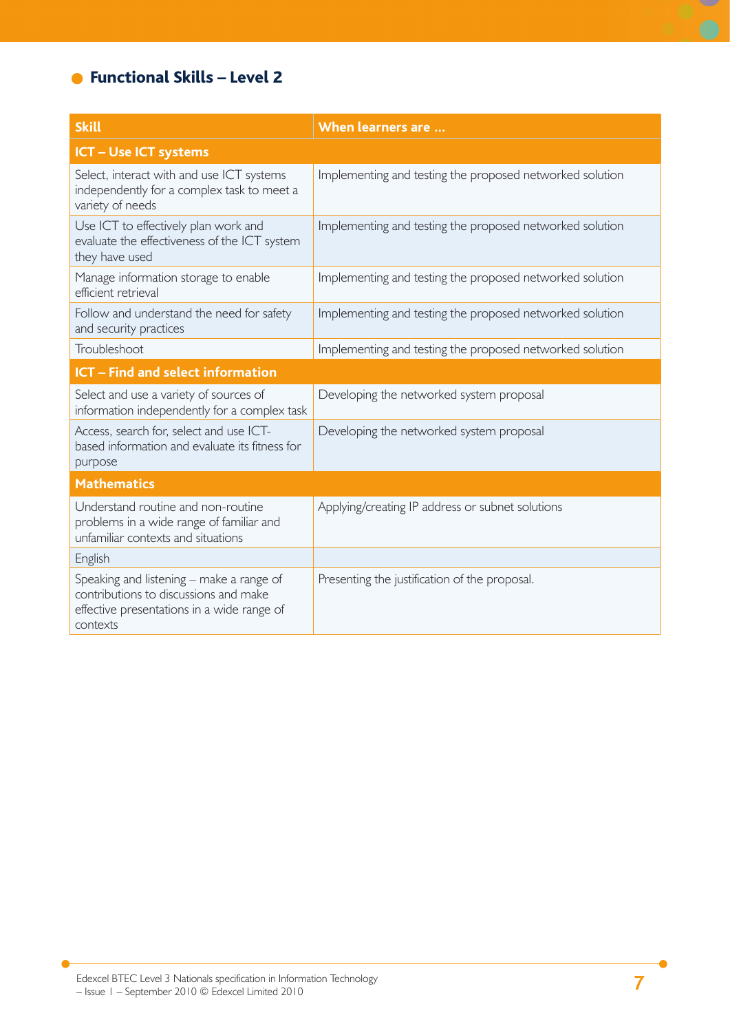## Functional Skills – Level 2

| Skill | When learners are … |
|---|---|
| **ICT – Use ICT systems** | |
| Select, interact with and use ICT systems independently for a complex task to meet a variety of needs | Implementing and testing the proposed networked solution |
| Use ICT to effectively plan work and evaluate the effectiveness of the ICT system they have used | Implementing and testing the proposed networked solution |
| Manage information storage to enable efficient retrieval | Implementing and testing the proposed networked solution |
| Follow and understand the need for safety and security practices | Implementing and testing the proposed networked solution |
| Troubleshoot | Implementing and testing the proposed networked solution |
| **ICT – Find and select information** | |
| Select and use a variety of sources of information independently for a complex task | Developing the networked system proposal |
| Access, search for, select and use ICT-based information and evaluate its fitness for purpose | Developing the networked system proposal |
| **Mathematics** | |
| Understand routine and non-routine problems in a wide range of familiar and unfamiliar contexts and situations | Applying/creating IP address or subnet solutions |
| English | |
| Speaking and listening – make a range of contributions to discussions and make effective presentations in a wide range of contexts | Presenting the justification of the proposal. |